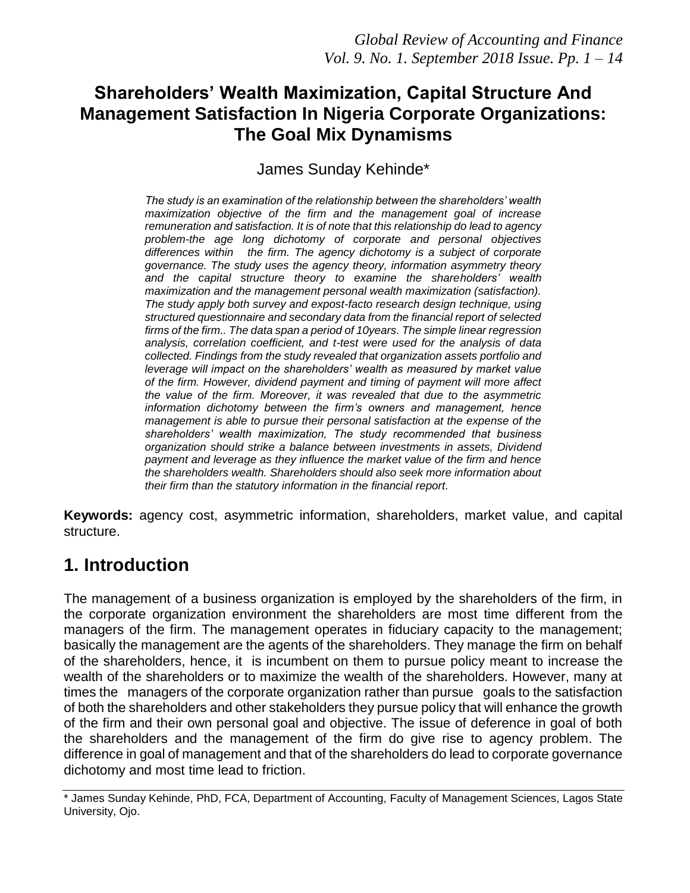# Shareholders' Wealth Maximization, Capital Structure And Management Satisfaction In Nigeria Corporate Organizations: The Goal Mix Dynamisms

James Sunday Kehinde*

*The study is an examination of the relationship between the shareholders' wealth maximization objective of the firm and the management goal of increase remuneration and satisfaction. It is of note that this relationship do lead to agency problem-the age long dichotomy of corporate and personal objectives differences within the firm. The agency dichotomy is a subject of corporate governance. The study uses the agency theory, information asymmetry theory and the capital structure theory to examine the shareholders' wealth maximization and the management personal wealth maximization (satisfaction). The study apply both survey and expost-facto research design technique, using structured questionnaire and secondary data from the financial report of selected firms of the firm.. The data span a period of 10years. The simple linear regression analysis, correlation coefficient, and t-test were used for the analysis of data collected. Findings from the study revealed that organization assets portfolio and leverage will impact on the shareholders' wealth as measured by market value of the firm. However, dividend payment and timing of payment will more affect the value of the firm. Moreover, it was revealed that due to the asymmetric information dichotomy between the firm's owners and management, hence management is able to pursue their personal satisfaction at the expense of the shareholders' wealth maximization, The study recommended that business organization should strike a balance between investments in assets, Dividend payment and leverage as they influence the market value of the firm and hence the shareholders wealth. Shareholders should also seek more information about their firm than the statutory information in the financial report.*

**Keywords:** agency cost, asymmetric information, shareholders, market value, and capital structure.

## 1. Introduction

The management of a business organization is employed by the shareholders of the firm, in the corporate organization environment the shareholders are most time different from the managers of the firm. The management operates in fiduciary capacity to the management; basically the management are the agents of the shareholders. They manage the firm on behalf of the shareholders, hence, it is incumbent on them to pursue policy meant to increase the wealth of the shareholders or to maximize the wealth of the shareholders. However, many at times the managers of the corporate organization rather than pursue goals to the satisfaction of both the shareholders and other stakeholders they pursue policy that will enhance the growth of the firm and their own personal goal and objective. The issue of deference in goal of both the shareholders and the management of the firm do give rise to agency problem. The difference in goal of management and that of the shareholders do lead to corporate governance dichotomy and most time lead to friction.

\* James Sunday Kehinde, PhD, FCA, Department of Accounting, Faculty of Management Sciences, Lagos State University, Ojo.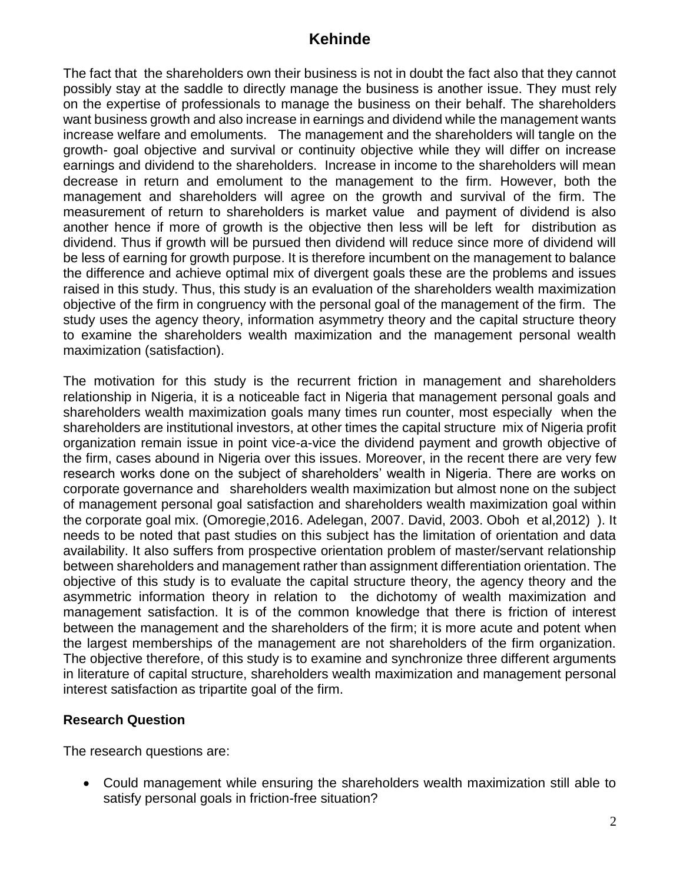The fact that the shareholders own their business is not in doubt the fact also that they cannot possibly stay at the saddle to directly manage the business is another issue. They must rely on the expertise of professionals to manage the business on their behalf. The shareholders want business growth and also increase in earnings and dividend while the management wants increase welfare and emoluments. The management and the shareholders will tangle on the growth- goal objective and survival or continuity objective while they will differ on increase earnings and dividend to the shareholders. Increase in income to the shareholders will mean decrease in return and emolument to the management to the firm. However, both the management and shareholders will agree on the growth and survival of the firm. The measurement of return to shareholders is market value and payment of dividend is also another hence if more of growth is the objective then less will be left for distribution as dividend. Thus if growth will be pursued then dividend will reduce since more of dividend will be less of earning for growth purpose. It is therefore incumbent on the management to balance the difference and achieve optimal mix of divergent goals these are the problems and issues raised in this study. Thus, this study is an evaluation of the shareholders wealth maximization objective of the firm in congruency with the personal goal of the management of the firm. The study uses the agency theory, information asymmetry theory and the capital structure theory to examine the shareholders wealth maximization and the management personal wealth maximization (satisfaction).

The motivation for this study is the recurrent friction in management and shareholders relationship in Nigeria, it is a noticeable fact in Nigeria that management personal goals and shareholders wealth maximization goals many times run counter, most especially when the shareholders are institutional investors, at other times the capital structure mix of Nigeria profit organization remain issue in point vice-a-vice the dividend payment and growth objective of the firm, cases abound in Nigeria over this issues. Moreover, in the recent there are very few research works done on the subject of shareholders' wealth in Nigeria. There are works on corporate governance and shareholders wealth maximization but almost none on the subject of management personal goal satisfaction and shareholders wealth maximization goal within the corporate goal mix. (Omoregie,2016. Adelegan, 2007. David, 2003. Oboh et al,2012) ). It needs to be noted that past studies on this subject has the limitation of orientation and data availability. It also suffers from prospective orientation problem of master/servant relationship between shareholders and management rather than assignment differentiation orientation. The objective of this study is to evaluate the capital structure theory, the agency theory and the asymmetric information theory in relation to the dichotomy of wealth maximization and management satisfaction. It is of the common knowledge that there is friction of interest between the management and the shareholders of the firm; it is more acute and potent when the largest memberships of the management are not shareholders of the firm organization. The objective therefore, of this study is to examine and synchronize three different arguments in literature of capital structure, shareholders wealth maximization and management personal interest satisfaction as tripartite goal of the firm.

**Research Question**

The research questions are:

- Could management while ensuring the shareholders wealth maximization still able to satisfy personal goals in friction-free situation?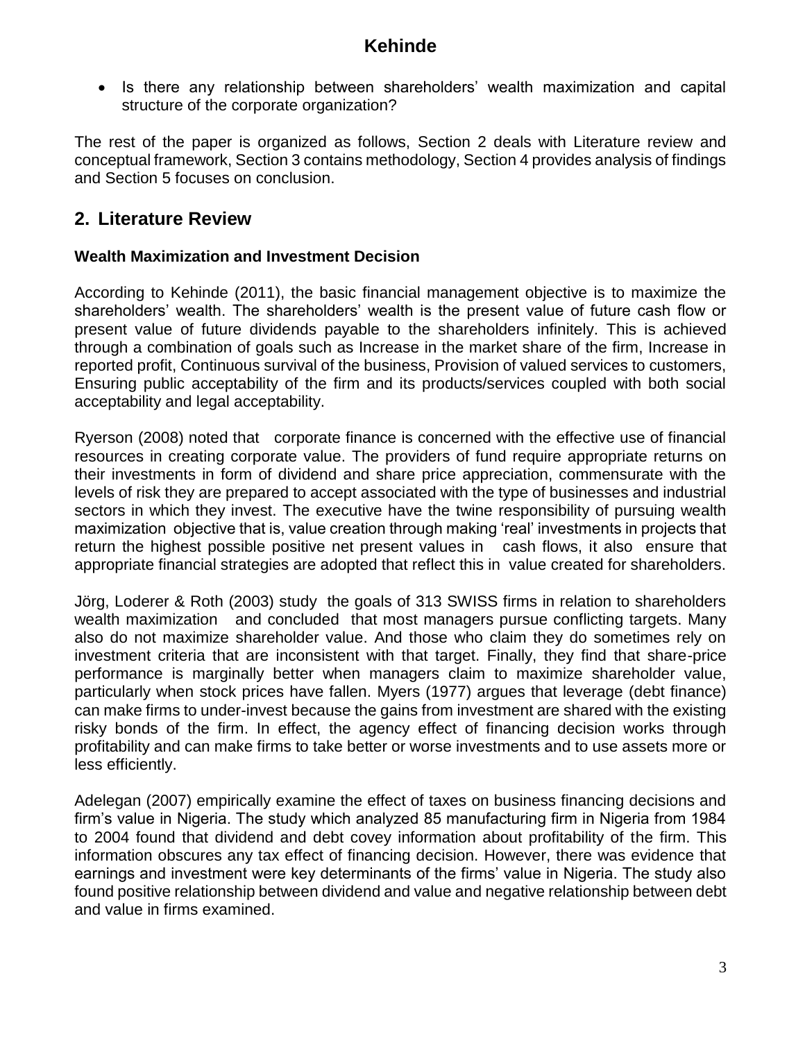- Is there any relationship between shareholders' wealth maximization and capital structure of the corporate organization?

The rest of the paper is organized as follows, Section 2 deals with Literature review and conceptual framework, Section 3 contains methodology, Section 4 provides analysis of findings and Section 5 focuses on conclusion.

## 2. Literature Review

### Wealth Maximization and Investment Decision

According to Kehinde (2011), the basic financial management objective is to maximize the shareholders' wealth. The shareholders' wealth is the present value of future cash flow or present value of future dividends payable to the shareholders infinitely. This is achieved through a combination of goals such as Increase in the market share of the firm, Increase in reported profit, Continuous survival of the business, Provision of valued services to customers, Ensuring public acceptability of the firm and its products/services coupled with both social acceptability and legal acceptability.

Ryerson (2008) noted that corporate finance is concerned with the effective use of financial resources in creating corporate value. The providers of fund require appropriate returns on their investments in form of dividend and share price appreciation, commensurate with the levels of risk they are prepared to accept associated with the type of businesses and industrial sectors in which they invest. The executive have the twine responsibility of pursuing wealth maximization objective that is, value creation through making 'real' investments in projects that return the highest possible positive net present values in cash flows, it also ensure that appropriate financial strategies are adopted that reflect this in value created for shareholders.

Jörg, Loderer & Roth (2003) study the goals of 313 SWISS firms in relation to shareholders wealth maximization and concluded that most managers pursue conflicting targets. Many also do not maximize shareholder value. And those who claim they do sometimes rely on investment criteria that are inconsistent with that target. Finally, they find that share-price performance is marginally better when managers claim to maximize shareholder value, particularly when stock prices have fallen. Myers (1977) argues that leverage (debt finance) can make firms to under-invest because the gains from investment are shared with the existing risky bonds of the firm. In effect, the agency effect of financing decision works through profitability and can make firms to take better or worse investments and to use assets more or less efficiently.

Adelegan (2007) empirically examine the effect of taxes on business financing decisions and firm's value in Nigeria. The study which analyzed 85 manufacturing firm in Nigeria from 1984 to 2004 found that dividend and debt covey information about profitability of the firm. This information obscures any tax effect of financing decision. However, there was evidence that earnings and investment were key determinants of the firms' value in Nigeria. The study also found positive relationship between dividend and value and negative relationship between debt and value in firms examined.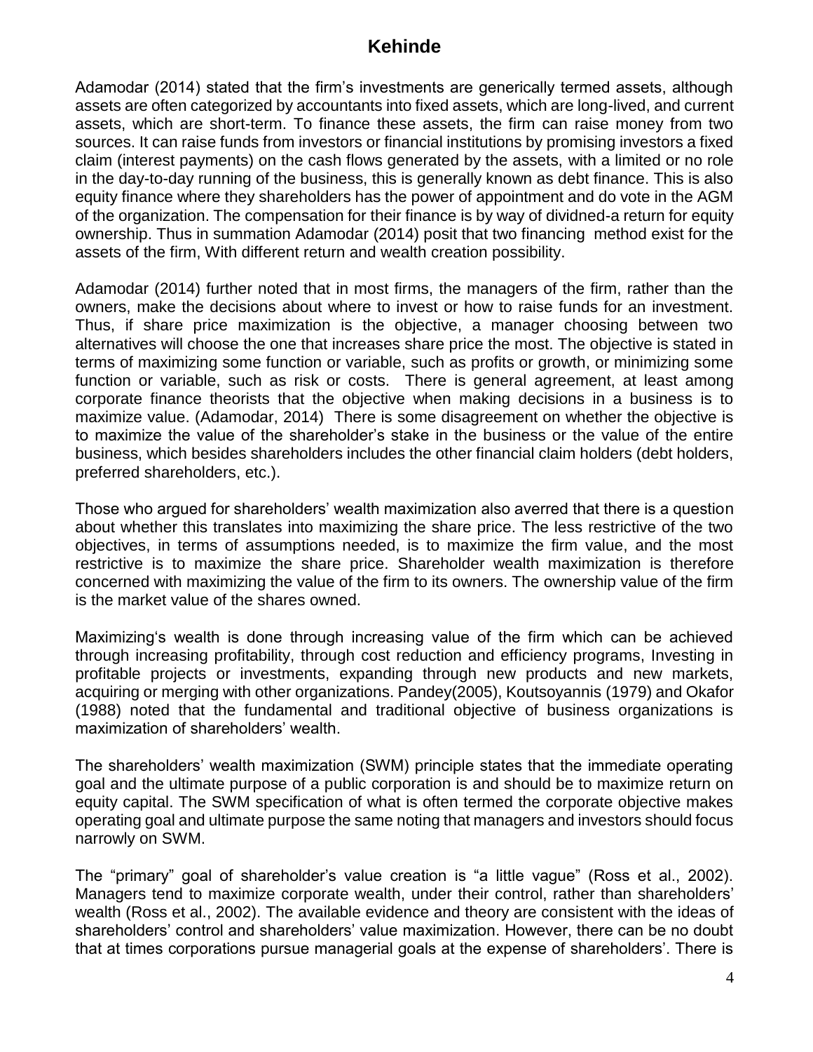Adamodar (2014) stated that the firm's investments are generically termed assets, although assets are often categorized by accountants into fixed assets, which are long-lived, and current assets, which are short-term. To finance these assets, the firm can raise money from two sources. It can raise funds from investors or financial institutions by promising investors a fixed claim (interest payments) on the cash flows generated by the assets, with a limited or no role in the day-to-day running of the business, this is generally known as debt finance. This is also equity finance where they shareholders has the power of appointment and do vote in the AGM of the organization. The compensation for their finance is by way of dividned-a return for equity ownership. Thus in summation Adamodar (2014) posit that two financing method exist for the assets of the firm, With different return and wealth creation possibility.

Adamodar (2014) further noted that in most firms, the managers of the firm, rather than the owners, make the decisions about where to invest or how to raise funds for an investment. Thus, if share price maximization is the objective, a manager choosing between two alternatives will choose the one that increases share price the most. The objective is stated in terms of maximizing some function or variable, such as profits or growth, or minimizing some function or variable, such as risk or costs. There is general agreement, at least among corporate finance theorists that the objective when making decisions in a business is to maximize value. (Adamodar, 2014) There is some disagreement on whether the objective is to maximize the value of the shareholder's stake in the business or the value of the entire business, which besides shareholders includes the other financial claim holders (debt holders, preferred shareholders, etc.).

Those who argued for shareholders' wealth maximization also averred that there is a question about whether this translates into maximizing the share price. The less restrictive of the two objectives, in terms of assumptions needed, is to maximize the firm value, and the most restrictive is to maximize the share price. Shareholder wealth maximization is therefore concerned with maximizing the value of the firm to its owners. The ownership value of the firm is the market value of the shares owned.

Maximizing's wealth is done through increasing value of the firm which can be achieved through increasing profitability, through cost reduction and efficiency programs, Investing in profitable projects or investments, expanding through new products and new markets, acquiring or merging with other organizations. Pandey(2005), Koutsoyannis (1979) and Okafor (1988) noted that the fundamental and traditional objective of business organizations is maximization of shareholders' wealth.

The shareholders' wealth maximization (SWM) principle states that the immediate operating goal and the ultimate purpose of a public corporation is and should be to maximize return on equity capital. The SWM specification of what is often termed the corporate objective makes operating goal and ultimate purpose the same noting that managers and investors should focus narrowly on SWM.

The "primary" goal of shareholder's value creation is "a little vague" (Ross et al., 2002). Managers tend to maximize corporate wealth, under their control, rather than shareholders' wealth (Ross et al., 2002). The available evidence and theory are consistent with the ideas of shareholders' control and shareholders' value maximization. However, there can be no doubt that at times corporations pursue managerial goals at the expense of shareholders'. There is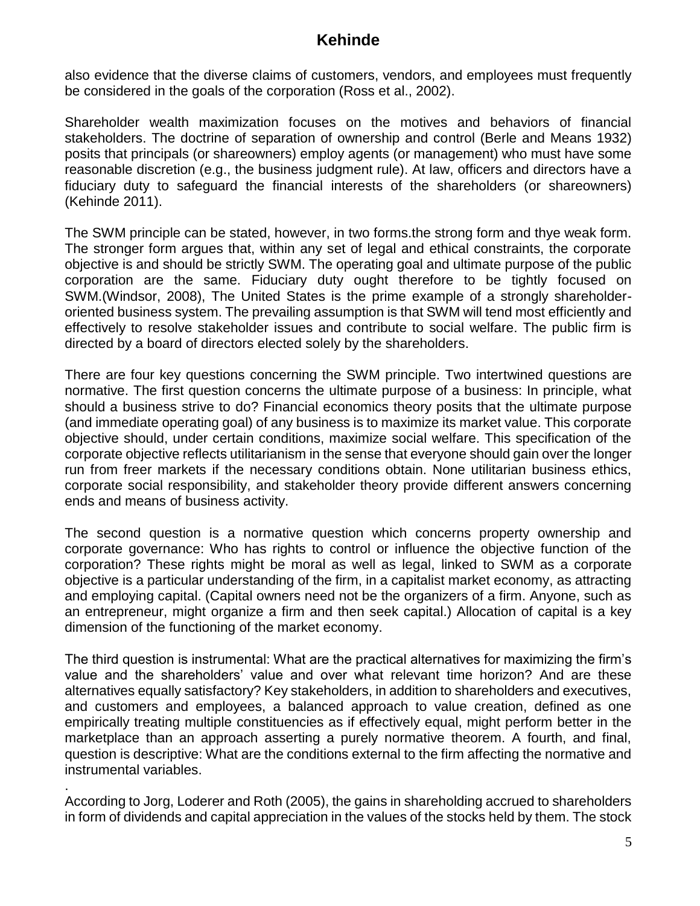also evidence that the diverse claims of customers, vendors, and employees must frequently be considered in the goals of the corporation (Ross et al., 2002).

Shareholder wealth maximization focuses on the motives and behaviors of financial stakeholders. The doctrine of separation of ownership and control (Berle and Means 1932) posits that principals (or shareowners) employ agents (or management) who must have some reasonable discretion (e.g., the business judgment rule). At law, officers and directors have a fiduciary duty to safeguard the financial interests of the shareholders (or shareowners) (Kehinde 2011).

The SWM principle can be stated, however, in two forms.the strong form and thye weak form. The stronger form argues that, within any set of legal and ethical constraints, the corporate objective is and should be strictly SWM. The operating goal and ultimate purpose of the public corporation are the same. Fiduciary duty ought therefore to be tightly focused on SWM.(Windsor, 2008), The United States is the prime example of a strongly shareholder-oriented business system. The prevailing assumption is that SWM will tend most efficiently and effectively to resolve stakeholder issues and contribute to social welfare. The public firm is directed by a board of directors elected solely by the shareholders.

There are four key questions concerning the SWM principle. Two intertwined questions are normative. The first question concerns the ultimate purpose of a business: In principle, what should a business strive to do? Financial economics theory posits that the ultimate purpose (and immediate operating goal) of any business is to maximize its market value. This corporate objective should, under certain conditions, maximize social welfare. This specification of the corporate objective reflects utilitarianism in the sense that everyone should gain over the longer run from freer markets if the necessary conditions obtain. None utilitarian business ethics, corporate social responsibility, and stakeholder theory provide different answers concerning ends and means of business activity.

The second question is a normative question which concerns property ownership and corporate governance: Who has rights to control or influence the objective function of the corporation? These rights might be moral as well as legal, linked to SWM as a corporate objective is a particular understanding of the firm, in a capitalist market economy, as attracting and employing capital. (Capital owners need not be the organizers of a firm. Anyone, such as an entrepreneur, might organize a firm and then seek capital.) Allocation of capital is a key dimension of the functioning of the market economy.

The third question is instrumental: What are the practical alternatives for maximizing the firm's value and the shareholders' value and over what relevant time horizon? And are these alternatives equally satisfactory? Key stakeholders, in addition to shareholders and executives, and customers and employees, a balanced approach to value creation, defined as one empirically treating multiple constituencies as if effectively equal, might perform better in the marketplace than an approach asserting a purely normative theorem. A fourth, and final, question is descriptive: What are the conditions external to the firm affecting the normative and instrumental variables.

.
According to Jorg, Loderer and Roth (2005), the gains in shareholding accrued to shareholders in form of dividends and capital appreciation in the values of the stocks held by them. The stock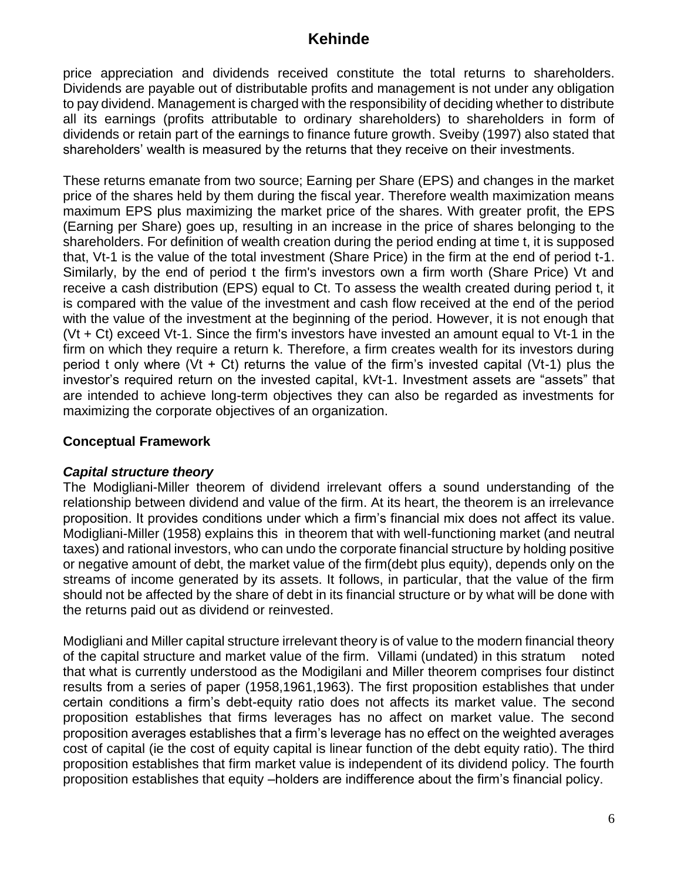price appreciation and dividends received constitute the total returns to shareholders. Dividends are payable out of distributable profits and management is not under any obligation to pay dividend. Management is charged with the responsibility of deciding whether to distribute all its earnings (profits attributable to ordinary shareholders) to shareholders in form of dividends or retain part of the earnings to finance future growth. Sveiby (1997) also stated that shareholders' wealth is measured by the returns that they receive on their investments.

These returns emanate from two source; Earning per Share (EPS) and changes in the market price of the shares held by them during the fiscal year. Therefore wealth maximization means maximum EPS plus maximizing the market price of the shares. With greater profit, the EPS (Earning per Share) goes up, resulting in an increase in the price of shares belonging to the shareholders. For definition of wealth creation during the period ending at time t, it is supposed that, $V_{t-1}$ is the value of the total investment (Share Price) in the firm at the end of period t-1. Similarly, by the end of period t the firm's investors own a firm worth (Share Price) $V_t$ and receive a cash distribution (EPS) equal to $C_t$. To assess the wealth created during period t, it is compared with the value of the investment and cash flow received at the end of the period with the value of the investment at the beginning of the period. However, it is not enough that $(V_t + C_t)$ exceed $V_{t-1}$. Since the firm's investors have invested an amount equal to $V_{t-1}$ in the firm on which they require a return k. Therefore, a firm creates wealth for its investors during period t only where $(V_t + C_t)$ returns the value of the firm's invested capital $(V_{t-1})$ plus the investor's required return on the invested capital, $kV_{t-1}$. Investment assets are "assets" that are intended to achieve long-term objectives they can also be regarded as investments for maximizing the corporate objectives of an organization.

## Conceptual Framework

### *Capital structure theory*

The Modigliani-Miller theorem of dividend irrelevant offers a sound understanding of the relationship between dividend and value of the firm. At its heart, the theorem is an irrelevance proposition. It provides conditions under which a firm's financial mix does not affect its value. Modigliani-Miller (1958) explains this in theorem that with well-functioning market (and neutral taxes) and rational investors, who can undo the corporate financial structure by holding positive or negative amount of debt, the market value of the firm(debt plus equity), depends only on the streams of income generated by its assets. It follows, in particular, that the value of the firm should not be affected by the share of debt in its financial structure or by what will be done with the returns paid out as dividend or reinvested.

Modigliani and Miller capital structure irrelevant theory is of value to the modern financial theory of the capital structure and market value of the firm. Villami (undated) in this stratum noted that what is currently understood as the Modigilani and Miller theorem comprises four distinct results from a series of paper (1958,1961,1963). The first proposition establishes that under certain conditions a firm's debt-equity ratio does not affects its market value. The second proposition establishes that firms leverages has no affect on market value. The second proposition averages establishes that a firm's leverage has no effect on the weighted averages cost of capital (ie the cost of equity capital is linear function of the debt equity ratio). The third proposition establishes that firm market value is independent of its dividend policy. The fourth proposition establishes that equity –holders are indifference about the firm's financial policy.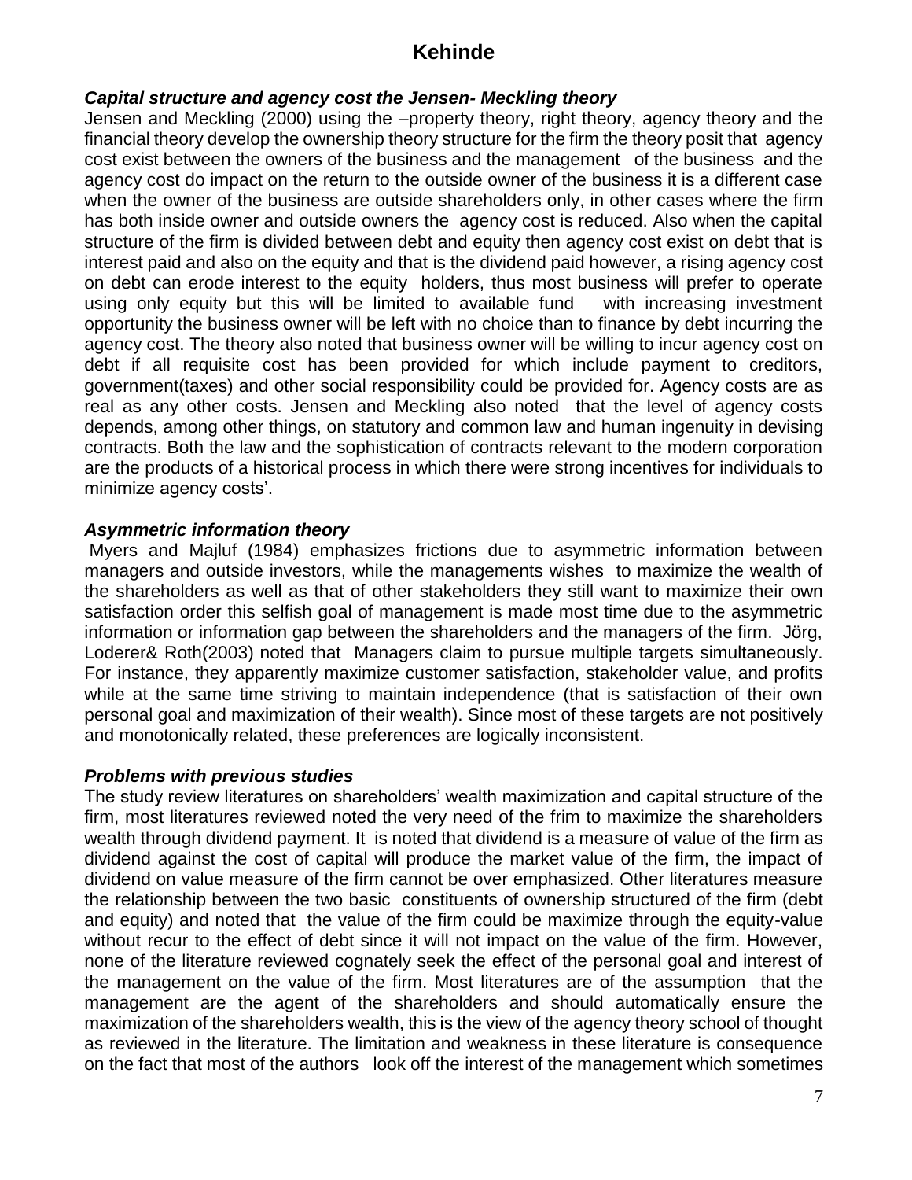### *Capital structure and agency cost the Jensen- Meckling theory*

Jensen and Meckling (2000) using the –property theory, right theory, agency theory and the financial theory develop the ownership theory structure for the firm the theory posit that agency cost exist between the owners of the business and the management of the business and the agency cost do impact on the return to the outside owner of the business it is a different case when the owner of the business are outside shareholders only, in other cases where the firm has both inside owner and outside owners the agency cost is reduced. Also when the capital structure of the firm is divided between debt and equity then agency cost exist on debt that is interest paid and also on the equity and that is the dividend paid however, a rising agency cost on debt can erode interest to the equity holders, thus most business will prefer to operate using only equity but this will be limited to available fund with increasing investment opportunity the business owner will be left with no choice than to finance by debt incurring the agency cost. The theory also noted that business owner will be willing to incur agency cost on debt if all requisite cost has been provided for which include payment to creditors, government(taxes) and other social responsibility could be provided for. Agency costs are as real as any other costs. Jensen and Meckling also noted that the level of agency costs depends, among other things, on statutory and common law and human ingenuity in devising contracts. Both the law and the sophistication of contracts relevant to the modern corporation are the products of a historical process in which there were strong incentives for individuals to minimize agency costs'.

### *Asymmetric information theory*

Myers and Majluf (1984) emphasizes frictions due to asymmetric information between managers and outside investors, while the managements wishes to maximize the wealth of the shareholders as well as that of other stakeholders they still want to maximize their own satisfaction order this selfish goal of management is made most time due to the asymmetric information or information gap between the shareholders and the managers of the firm. Jörg, Loderer& Roth(2003) noted that Managers claim to pursue multiple targets simultaneously. For instance, they apparently maximize customer satisfaction, stakeholder value, and profits while at the same time striving to maintain independence (that is satisfaction of their own personal goal and maximization of their wealth). Since most of these targets are not positively and monotonically related, these preferences are logically inconsistent.

### *Problems with previous studies*

The study review literatures on shareholders' wealth maximization and capital structure of the firm, most literatures reviewed noted the very need of the frim to maximize the shareholders wealth through dividend payment. It is noted that dividend is a measure of value of the firm as dividend against the cost of capital will produce the market value of the firm, the impact of dividend on value measure of the firm cannot be over emphasized. Other literatures measure the relationship between the two basic constituents of ownership structured of the firm (debt and equity) and noted that the value of the firm could be maximize through the equity-value without recur to the effect of debt since it will not impact on the value of the firm. However, none of the literature reviewed cognately seek the effect of the personal goal and interest of the management on the value of the firm. Most literatures are of the assumption that the management are the agent of the shareholders and should automatically ensure the maximization of the shareholders wealth, this is the view of the agency theory school of thought as reviewed in the literature. The limitation and weakness in these literature is consequence on the fact that most of the authors look off the interest of the management which sometimes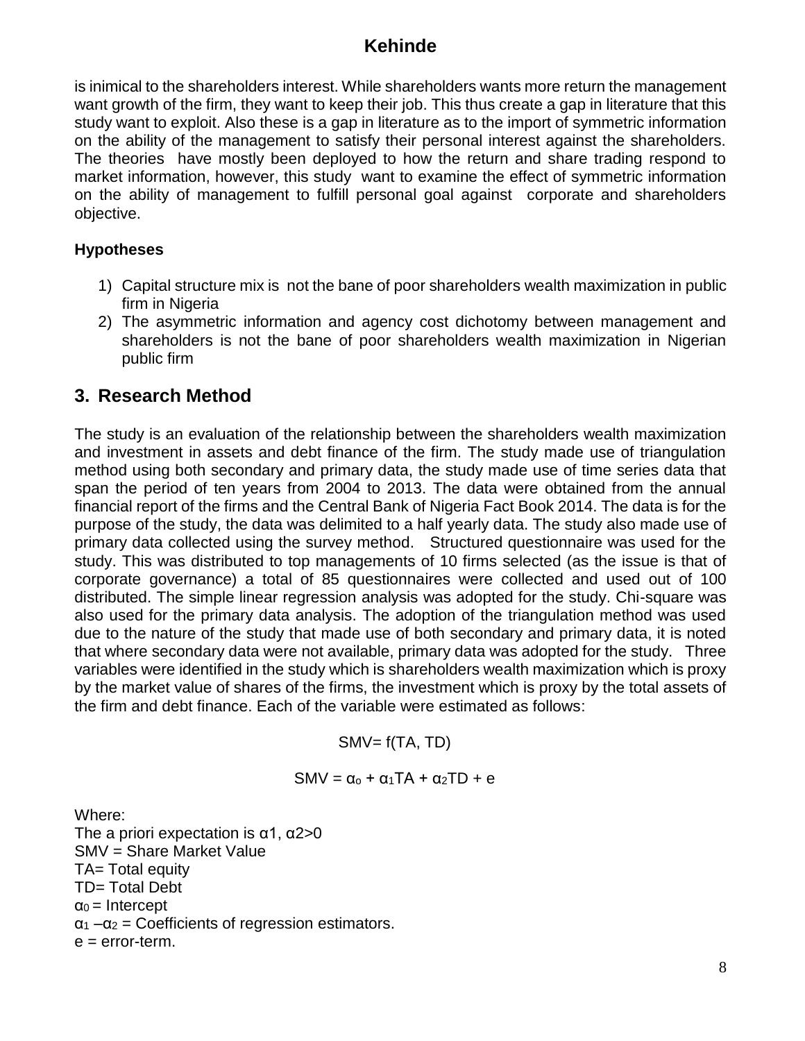is inimical to the shareholders interest. While shareholders wants more return the management want growth of the firm, they want to keep their job. This thus create a gap in literature that this study want to exploit. Also these is a gap in literature as to the import of symmetric information on the ability of the management to satisfy their personal interest against the shareholders. The theories have mostly been deployed to how the return and share trading respond to market information, however, this study want to examine the effect of symmetric information on the ability of management to fulfill personal goal against corporate and shareholders objective.

### Hypotheses

1) Capital structure mix is not the bane of poor shareholders wealth maximization in public firm in Nigeria
2) The asymmetric information and agency cost dichotomy between management and shareholders is not the bane of poor shareholders wealth maximization in Nigerian public firm

## 3. Research Method

The study is an evaluation of the relationship between the shareholders wealth maximization and investment in assets and debt finance of the firm. The study made use of triangulation method using both secondary and primary data, the study made use of time series data that span the period of ten years from 2004 to 2013. The data were obtained from the annual financial report of the firms and the Central Bank of Nigeria Fact Book 2014. The data is for the purpose of the study, the data was delimited to a half yearly data. The study also made use of primary data collected using the survey method. Structured questionnaire was used for the study. This was distributed to top managements of 10 firms selected (as the issue is that of corporate governance) a total of 85 questionnaires were collected and used out of 100 distributed. The simple linear regression analysis was adopted for the study. Chi-square was also used for the primary data analysis. The adoption of the triangulation method was used due to the nature of the study that made use of both secondary and primary data, it is noted that where secondary data were not available, primary data was adopted for the study. Three variables were identified in the study which is shareholders wealth maximization which is proxy by the market value of shares of the firms, the investment which is proxy by the total assets of the firm and debt finance. Each of the variable were estimated as follows:

$$SMV = f(TA, TD)$$

$$SMV = \alpha_o + \alpha_1 TA + \alpha_2 TD + e$$

Where:
The a priori expectation is $\alpha 1, \alpha 2 > 0$
SMV = Share Market Value
TA= Total equity
TD= Total Debt
$\alpha_0$ = Intercept
$\alpha_1 - \alpha_2$ = Coefficients of regression estimators.
e = error-term.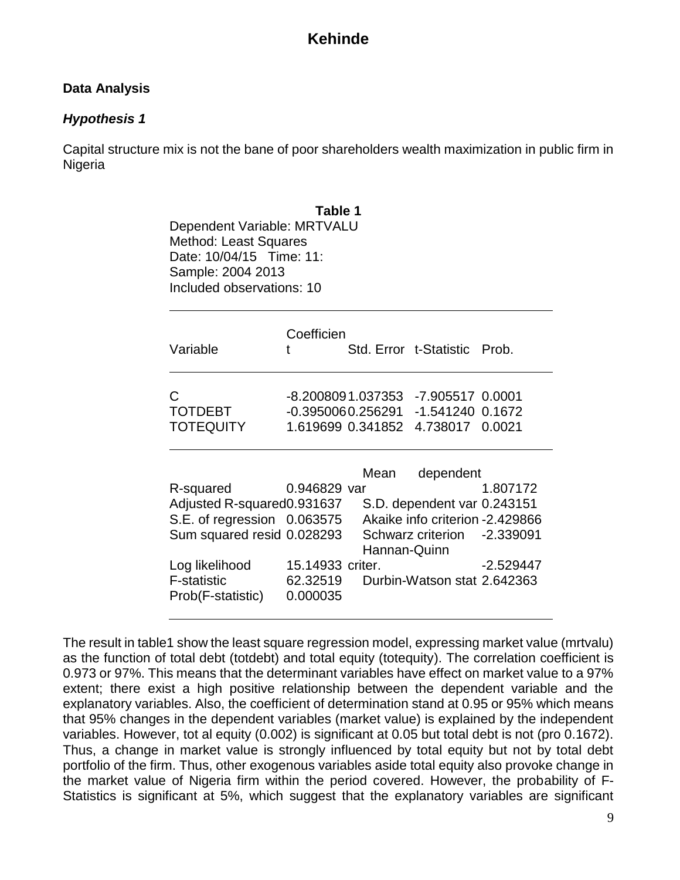## Data Analysis

### *Hypothesis 1*

Capital structure mix is not the bane of poor shareholders wealth maximization in public firm in Nigeria

**Table 1**

Dependent Variable: MRTVALU
Method: Least Squares
Date: 10/04/15 Time: 11:
Sample: 2004 2013
Included observations: 10

| Variable | Coefficient | Std. Error | t-Statistic | Prob. |
|---|---|---|---|---|
| C | -8.200809 | 1.037353 | -7.905517 | 0.0001 |
| TOTDEBT | -0.395006 | 0.256291 | -1.541240 | 0.1672 |
| TOTEQUITY | 1.619699 | 0.341852 | 4.738017 | 0.0021 |

| | | | |
|---|---|---|---|
| R-squared | 0.946829 | Mean dependent var | 1.807172 |
| Adjusted R-squared | 0.931637 | S.D. dependent var | 0.243151 |
| S.E. of regression | 0.063575 | Akaike info criterion | -2.429866 |
| Sum squared resid | 0.028293 | Schwarz criterion | -2.339091 |
| Log likelihood | 15.14933 | Hannan-Quinn criter. | -2.529447 |
| F-statistic | 62.32519 | Durbin-Watson stat | 2.642363 |
| Prob(F-statistic) | 0.000035 | | |

The result in table1 show the least square regression model, expressing market value (mrtvalu) as the function of total debt (totdebt) and total equity (totequity). The correlation coefficient is 0.973 or 97%. This means that the determinant variables have effect on market value to a 97% extent; there exist a high positive relationship between the dependent variable and the explanatory variables. Also, the coefficient of determination stand at 0.95 or 95% which means that 95% changes in the dependent variables (market value) is explained by the independent variables. However, tot al equity (0.002) is significant at 0.05 but total debt is not (pro 0.1672). Thus, a change in market value is strongly influenced by total equity but not by total debt portfolio of the firm. Thus, other exogenous variables aside total equity also provoke change in the market value of Nigeria firm within the period covered. However, the probability of F-Statistics is significant at 5%, which suggest that the explanatory variables are significant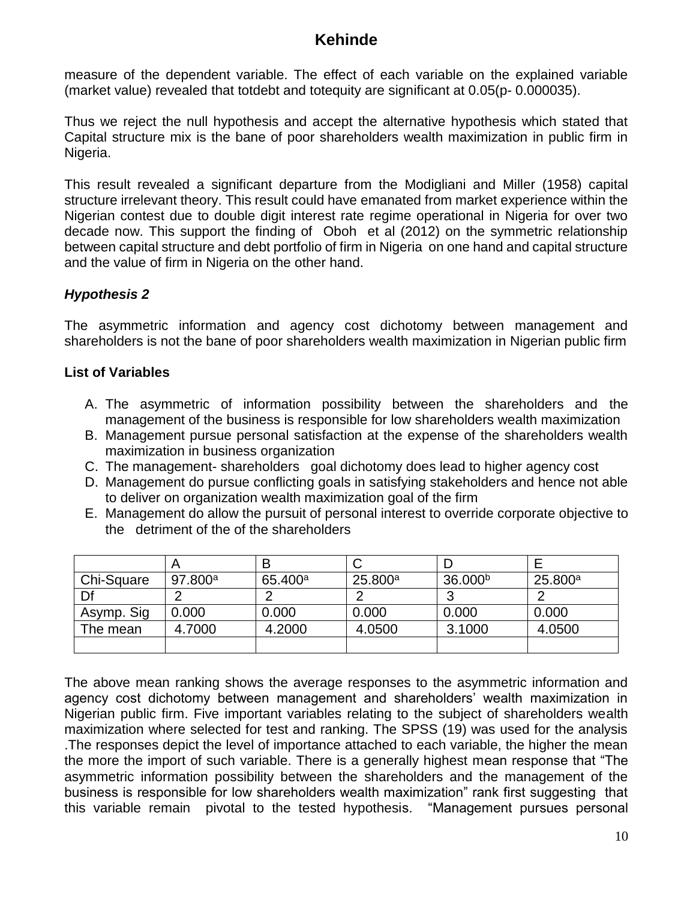measure of the dependent variable. The effect of each variable on the explained variable (market value) revealed that totdebt and totequity are significant at 0.05(p- 0.000035).

Thus we reject the null hypothesis and accept the alternative hypothesis which stated that Capital structure mix is the bane of poor shareholders wealth maximization in public firm in Nigeria.

This result revealed a significant departure from the Modigliani and Miller (1958) capital structure irrelevant theory. This result could have emanated from market experience within the Nigerian contest due to double digit interest rate regime operational in Nigeria for over two decade now. This support the finding of Oboh et al (2012) on the symmetric relationship between capital structure and debt portfolio of firm in Nigeria on one hand and capital structure and the value of firm in Nigeria on the other hand.

### *Hypothesis 2*

The asymmetric information and agency cost dichotomy between management and shareholders is not the bane of poor shareholders wealth maximization in Nigerian public firm

**List of Variables**

A. The asymmetric of information possibility between the shareholders and the management of the business is responsible for low shareholders wealth maximization
B. Management pursue personal satisfaction at the expense of the shareholders wealth maximization in business organization
C. The management- shareholders goal dichotomy does lead to higher agency cost
D. Management do pursue conflicting goals in satisfying stakeholders and hence not able to deliver on organization wealth maximization goal of the firm
E. Management do allow the pursuit of personal interest to override corporate objective to the detriment of the of the shareholders

| | A | B | C | D | E |
|---|---|---|---|---|---|
| Chi-Square | 97.800[a] | 65.400[a] | 25.800[a] | 36.000[b] | 25.800[a] |
| Df | 2 | 2 | 2 | 3 | 2 |
| Asymp. Sig | 0.000 | 0.000 | 0.000 | 0.000 | 0.000 |
| The mean | 4.7000 | 4.2000 | 4.0500 | 3.1000 | 4.0500 |
| | | | | | |

The above mean ranking shows the average responses to the asymmetric information and agency cost dichotomy between management and shareholders' wealth maximization in Nigerian public firm. Five important variables relating to the subject of shareholders wealth maximization where selected for test and ranking. The SPSS (19) was used for the analysis .The responses depict the level of importance attached to each variable, the higher the mean the more the import of such variable. There is a generally highest mean response that "The asymmetric information possibility between the shareholders and the management of the business is responsible for low shareholders wealth maximization" rank first suggesting that this variable remain pivotal to the tested hypothesis. "Management pursues personal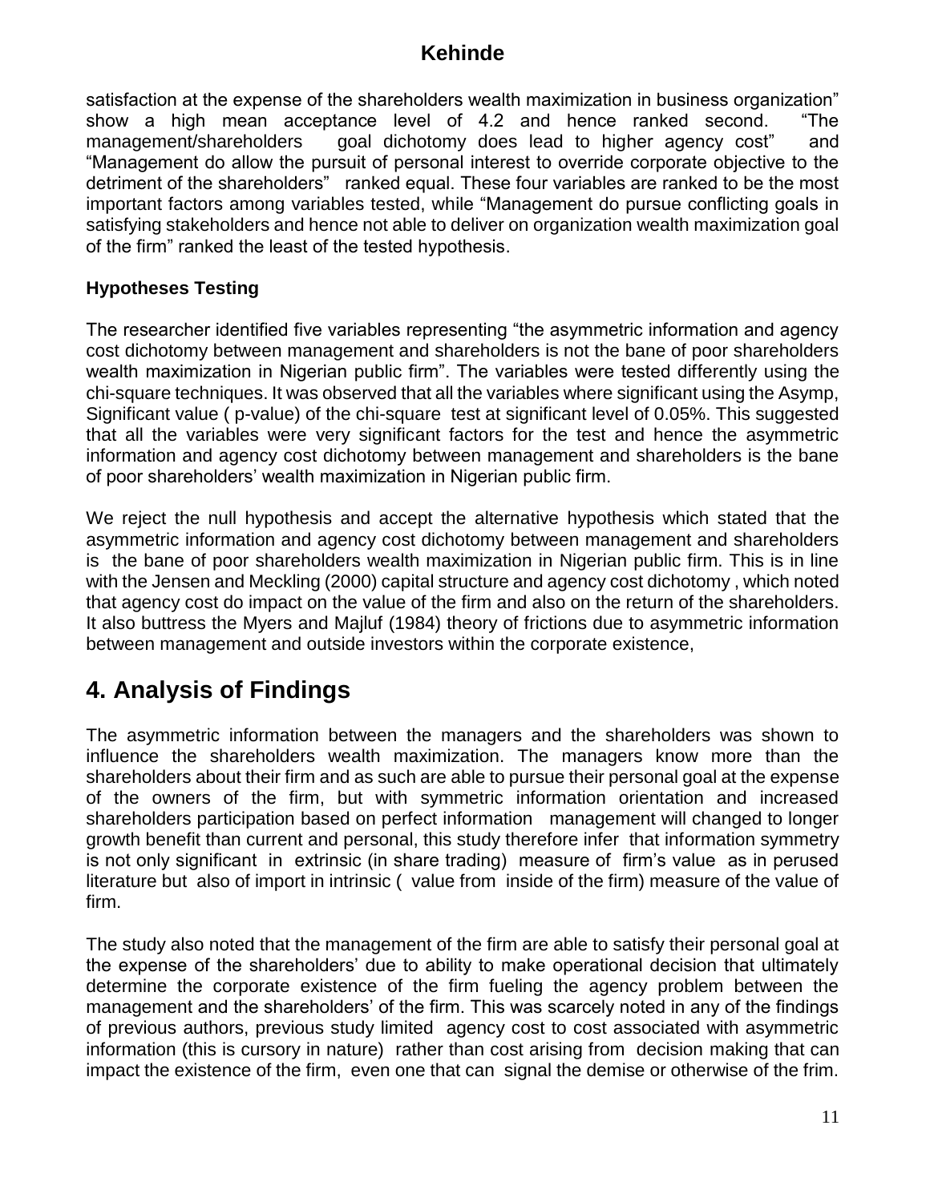satisfaction at the expense of the shareholders wealth maximization in business organization" show a high mean acceptance level of 4.2 and hence ranked second. "The management/shareholders goal dichotomy does lead to higher agency cost" and "Management do allow the pursuit of personal interest to override corporate objective to the detriment of the shareholders" ranked equal. These four variables are ranked to be the most important factors among variables tested, while "Management do pursue conflicting goals in satisfying stakeholders and hence not able to deliver on organization wealth maximization goal of the firm" ranked the least of the tested hypothesis.

**Hypotheses Testing**

The researcher identified five variables representing "the asymmetric information and agency cost dichotomy between management and shareholders is not the bane of poor shareholders wealth maximization in Nigerian public firm". The variables were tested differently using the chi-square techniques. It was observed that all the variables where significant using the Asymp, Significant value ( p-value) of the chi-square test at significant level of 0.05%. This suggested that all the variables were very significant factors for the test and hence the asymmetric information and agency cost dichotomy between management and shareholders is the bane of poor shareholders' wealth maximization in Nigerian public firm.

We reject the null hypothesis and accept the alternative hypothesis which stated that the asymmetric information and agency cost dichotomy between management and shareholders is the bane of poor shareholders wealth maximization in Nigerian public firm. This is in line with the Jensen and Meckling (2000) capital structure and agency cost dichotomy , which noted that agency cost do impact on the value of the firm and also on the return of the shareholders. It also buttress the Myers and Majluf (1984) theory of frictions due to asymmetric information between management and outside investors within the corporate existence,

# 4. Analysis of Findings

The asymmetric information between the managers and the shareholders was shown to influence the shareholders wealth maximization. The managers know more than the shareholders about their firm and as such are able to pursue their personal goal at the expense of the owners of the firm, but with symmetric information orientation and increased shareholders participation based on perfect information management will changed to longer growth benefit than current and personal, this study therefore infer that information symmetry is not only significant in extrinsic (in share trading) measure of firm's value as in perused literature but also of import in intrinsic ( value from inside of the firm) measure of the value of firm.

The study also noted that the management of the firm are able to satisfy their personal goal at the expense of the shareholders' due to ability to make operational decision that ultimately determine the corporate existence of the firm fueling the agency problem between the management and the shareholders' of the firm. This was scarcely noted in any of the findings of previous authors, previous study limited agency cost to cost associated with asymmetric information (this is cursory in nature) rather than cost arising from decision making that can impact the existence of the firm, even one that can signal the demise or otherwise of the frim.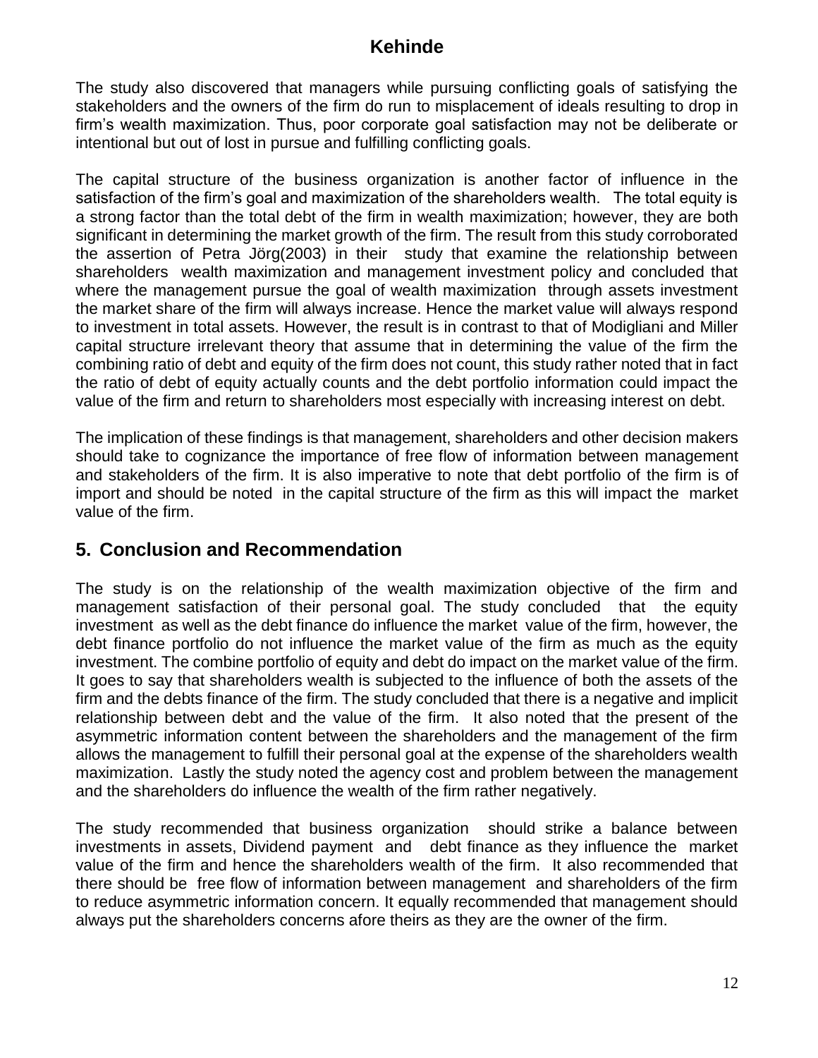The study also discovered that managers while pursuing conflicting goals of satisfying the stakeholders and the owners of the firm do run to misplacement of ideals resulting to drop in firm's wealth maximization. Thus, poor corporate goal satisfaction may not be deliberate or intentional but out of lost in pursue and fulfilling conflicting goals.

The capital structure of the business organization is another factor of influence in the satisfaction of the firm's goal and maximization of the shareholders wealth. The total equity is a strong factor than the total debt of the firm in wealth maximization; however, they are both significant in determining the market growth of the firm. The result from this study corroborated the assertion of Petra Jörg(2003) in their study that examine the relationship between shareholders wealth maximization and management investment policy and concluded that where the management pursue the goal of wealth maximization through assets investment the market share of the firm will always increase. Hence the market value will always respond to investment in total assets. However, the result is in contrast to that of Modigliani and Miller capital structure irrelevant theory that assume that in determining the value of the firm the combining ratio of debt and equity of the firm does not count, this study rather noted that in fact the ratio of debt of equity actually counts and the debt portfolio information could impact the value of the firm and return to shareholders most especially with increasing interest on debt.

The implication of these findings is that management, shareholders and other decision makers should take to cognizance the importance of free flow of information between management and stakeholders of the firm. It is also imperative to note that debt portfolio of the firm is of import and should be noted in the capital structure of the firm as this will impact the market value of the firm.

## 5. Conclusion and Recommendation

The study is on the relationship of the wealth maximization objective of the firm and management satisfaction of their personal goal. The study concluded that the equity investment as well as the debt finance do influence the market value of the firm, however, the debt finance portfolio do not influence the market value of the firm as much as the equity investment. The combine portfolio of equity and debt do impact on the market value of the firm. It goes to say that shareholders wealth is subjected to the influence of both the assets of the firm and the debts finance of the firm. The study concluded that there is a negative and implicit relationship between debt and the value of the firm. It also noted that the present of the asymmetric information content between the shareholders and the management of the firm allows the management to fulfill their personal goal at the expense of the shareholders wealth maximization. Lastly the study noted the agency cost and problem between the management and the shareholders do influence the wealth of the firm rather negatively.

The study recommended that business organization should strike a balance between investments in assets, Dividend payment and debt finance as they influence the market value of the firm and hence the shareholders wealth of the firm. It also recommended that there should be free flow of information between management and shareholders of the firm to reduce asymmetric information concern. It equally recommended that management should always put the shareholders concerns afore theirs as they are the owner of the firm.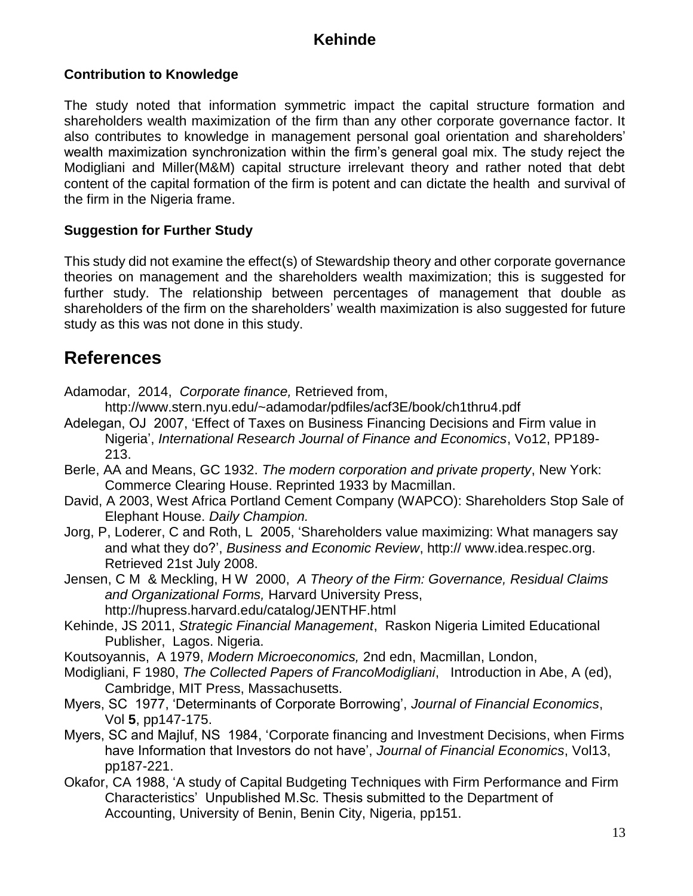**Contribution to Knowledge**

The study noted that information symmetric impact the capital structure formation and shareholders wealth maximization of the firm than any other corporate governance factor. It also contributes to knowledge in management personal goal orientation and shareholders' wealth maximization synchronization within the firm's general goal mix. The study reject the Modigliani and Miller(M&M) capital structure irrelevant theory and rather noted that debt content of the capital formation of the firm is potent and can dictate the health and survival of the firm in the Nigeria frame.

**Suggestion for Further Study**

This study did not examine the effect(s) of Stewardship theory and other corporate governance theories on management and the shareholders wealth maximization; this is suggested for further study. The relationship between percentages of management that double as shareholders of the firm on the shareholders' wealth maximization is also suggested for future study as this was not done in this study.

# References

Adamodar, 2014, *Corporate finance,* Retrieved from, http://www.stern.nyu.edu/~adamodar/pdfiles/acf3E/book/ch1thru4.pdf

Adelegan, OJ 2007, 'Effect of Taxes on Business Financing Decisions and Firm value in Nigeria', *International Research Journal of Finance and Economics*, Vo12, PP189-213.

Berle, AA and Means, GC 1932. *The modern corporation and private property*, New York: Commerce Clearing House. Reprinted 1933 by Macmillan.

David, A 2003, West Africa Portland Cement Company (WAPCO): Shareholders Stop Sale of Elephant House. *Daily Champion.*

Jorg, P, Loderer, C and Roth, L 2005, 'Shareholders value maximizing: What managers say and what they do?', *Business and Economic Review*, http:// www.idea.respec.org. Retrieved 21st July 2008.

Jensen, C M & Meckling, H W 2000, *A Theory of the Firm: Governance, Residual Claims and Organizational Forms,* Harvard University Press, http://hupress.harvard.edu/catalog/JENTHF.html

Kehinde, JS 2011, *Strategic Financial Management*, Raskon Nigeria Limited Educational Publisher, Lagos. Nigeria.

Koutsoyannis, A 1979, *Modern Microeconomics,* 2nd edn, Macmillan, London,

Modigliani, F 1980, *The Collected Papers of FrancoModigliani*, Introduction in Abe, A (ed), Cambridge, MIT Press, Massachusetts.

Myers, SC 1977, 'Determinants of Corporate Borrowing', *Journal of Financial Economics*, Vol **5**, pp147-175.

Myers, SC and Majluf, NS 1984, 'Corporate financing and Investment Decisions, when Firms have Information that Investors do not have', *Journal of Financial Economics*, Vol13, pp187-221.

Okafor, CA 1988, 'A study of Capital Budgeting Techniques with Firm Performance and Firm Characteristics' Unpublished M.Sc. Thesis submitted to the Department of Accounting, University of Benin, Benin City, Nigeria, pp151.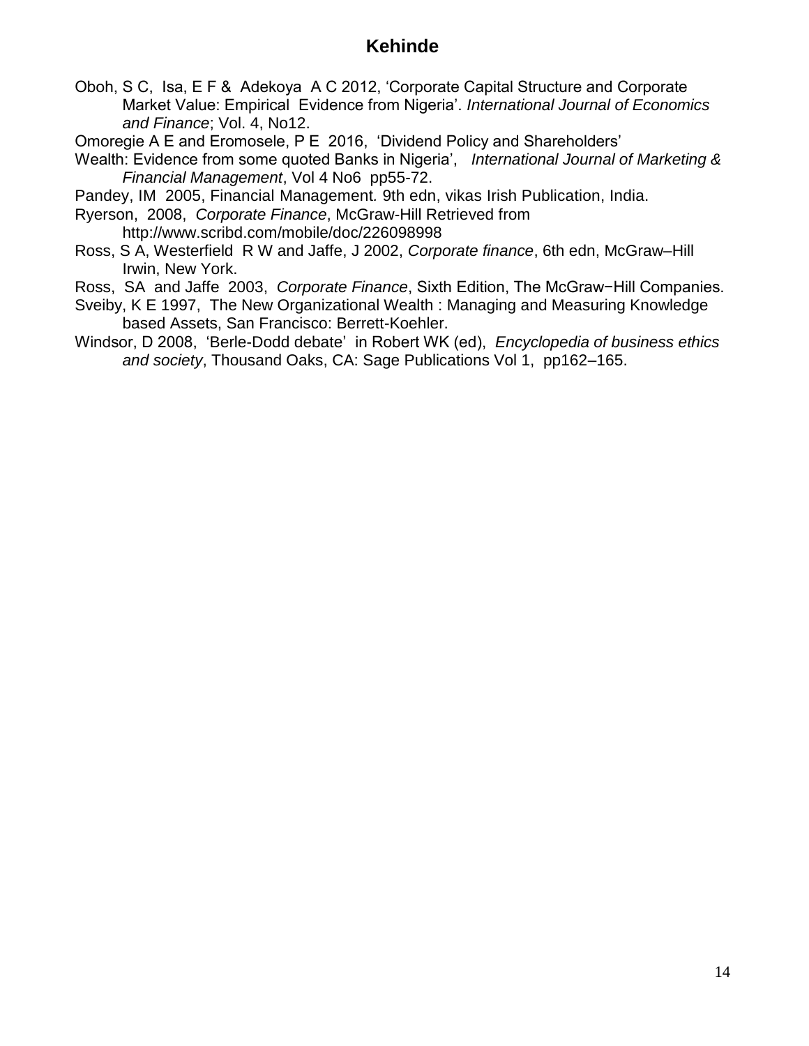Oboh, S C, Isa, E F & Adekoya A C 2012, 'Corporate Capital Structure and Corporate Market Value: Empirical Evidence from Nigeria'. *International Journal of Economics and Finance*; Vol. 4, No12.

Omoregie A E and Eromosele, P E 2016, 'Dividend Policy and Shareholders' Wealth: Evidence from some quoted Banks in Nigeria', *International Journal of Marketing & Financial Management*, Vol 4 No6 pp55-72.

Pandey, IM 2005, Financial Management. 9th edn, vikas Irish Publication, India.

Ryerson, 2008, *Corporate Finance*, McGraw-Hill Retrieved from http://www.scribd.com/mobile/doc/226098998

Ross, S A, Westerfield R W and Jaffe, J 2002, *Corporate finance*, 6th edn, McGraw–Hill Irwin, New York.

Ross, SA and Jaffe 2003, *Corporate Finance*, Sixth Edition, The McGraw−Hill Companies.

Sveiby, K E 1997, The New Organizational Wealth : Managing and Measuring Knowledge based Assets, San Francisco: Berrett-Koehler.

Windsor, D 2008, 'Berle-Dodd debate' in Robert WK (ed), *Encyclopedia of business ethics and society*, Thousand Oaks, CA: Sage Publications Vol 1, pp162–165.